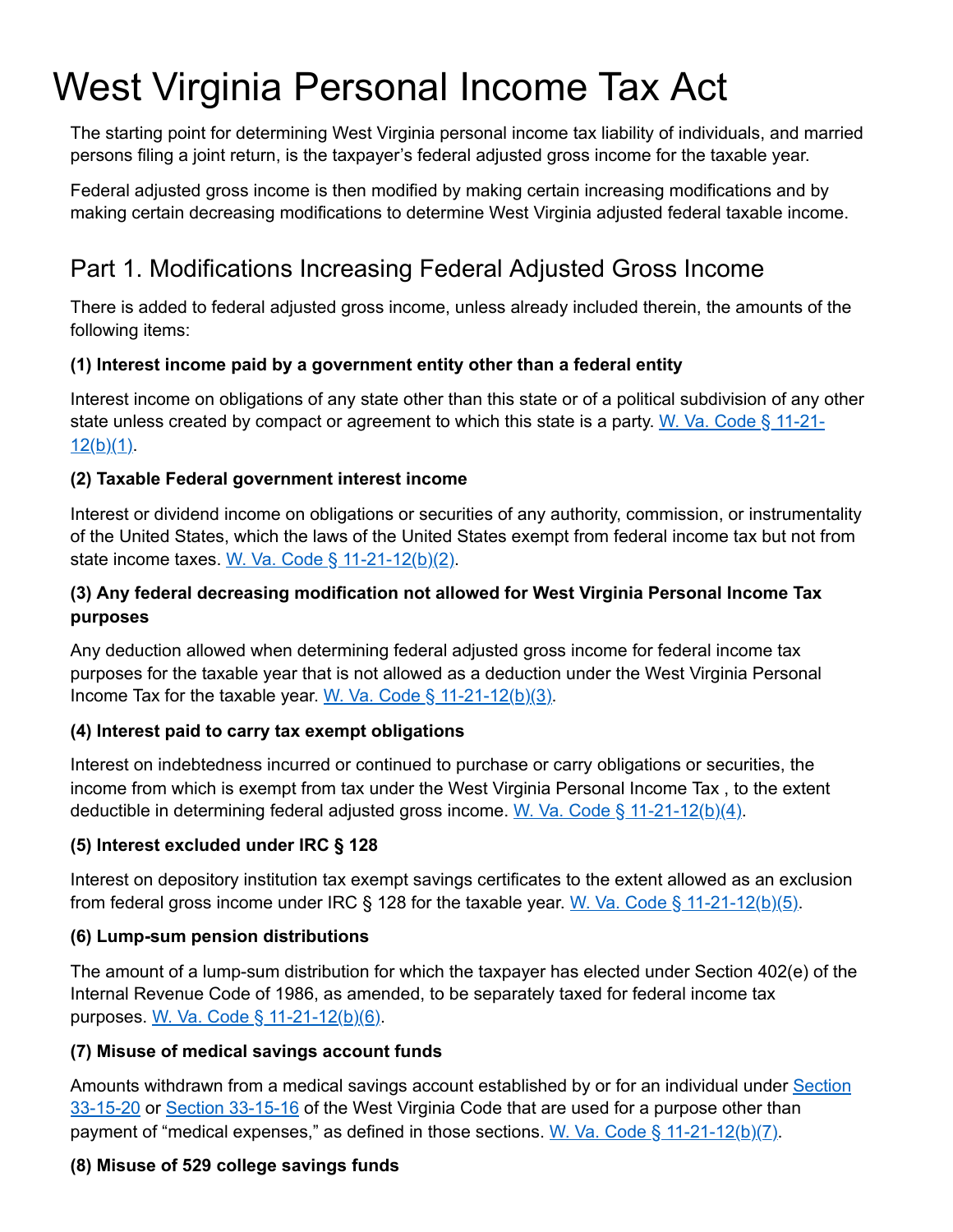# West Virginia Personal Income Tax Act

The starting point for determining West Virginia personal income tax liability of individuals, and married persons filing a joint return, is the taxpayer's federal adjusted gross income for the taxable year.

Federal adjusted gross income is then modified by making certain increasing modifications and by making certain decreasing modifications to determine West Virginia adjusted federal taxable income.

## Part 1. Modifications Increasing Federal Adjusted Gross Income

There is added to federal adjusted gross income, unless already included therein, the amounts of the following items:

**(1) Interest income paid by a government entity other than a federal entity**

Interest income on obligations of any state other than this state or of a political subdivision of any other state unless created by compact or agreement to which this state is a party. W. Va. Code § 11-21-12(b)(1).

**(2) Taxable Federal government interest income**

Interest or dividend income on obligations or securities of any authority, commission, or instrumentality of the United States, which the laws of the United States exempt from federal income tax but not from state income taxes. W. Va. Code § 11-21-12(b)(2).

**(3) Any federal decreasing modification not allowed for West Virginia Personal Income Tax purposes**

Any deduction allowed when determining federal adjusted gross income for federal income tax purposes for the taxable year that is not allowed as a deduction under the West Virginia Personal Income Tax for the taxable year. W. Va. Code § 11-21-12(b)(3).

**(4) Interest paid to carry tax exempt obligations**

Interest on indebtedness incurred or continued to purchase or carry obligations or securities, the income from which is exempt from tax under the West Virginia Personal Income Tax , to the extent deductible in determining federal adjusted gross income. W. Va. Code § 11-21-12(b)(4).

**(5) Interest excluded under IRC § 128**

Interest on depository institution tax exempt savings certificates to the extent allowed as an exclusion from federal gross income under IRC § 128 for the taxable year. W. Va. Code § 11-21-12(b)(5).

**(6) Lump-sum pension distributions**

The amount of a lump-sum distribution for which the taxpayer has elected under Section 402(e) of the Internal Revenue Code of 1986, as amended, to be separately taxed for federal income tax purposes. W. Va. Code § 11-21-12(b)(6).

**(7) Misuse of medical savings account funds**

Amounts withdrawn from a medical savings account established by or for an individual under Section 33-15-20 or Section 33-15-16 of the West Virginia Code that are used for a purpose other than payment of "medical expenses," as defined in those sections. W. Va. Code § 11-21-12(b)(7).

**(8) Misuse of 529 college savings funds**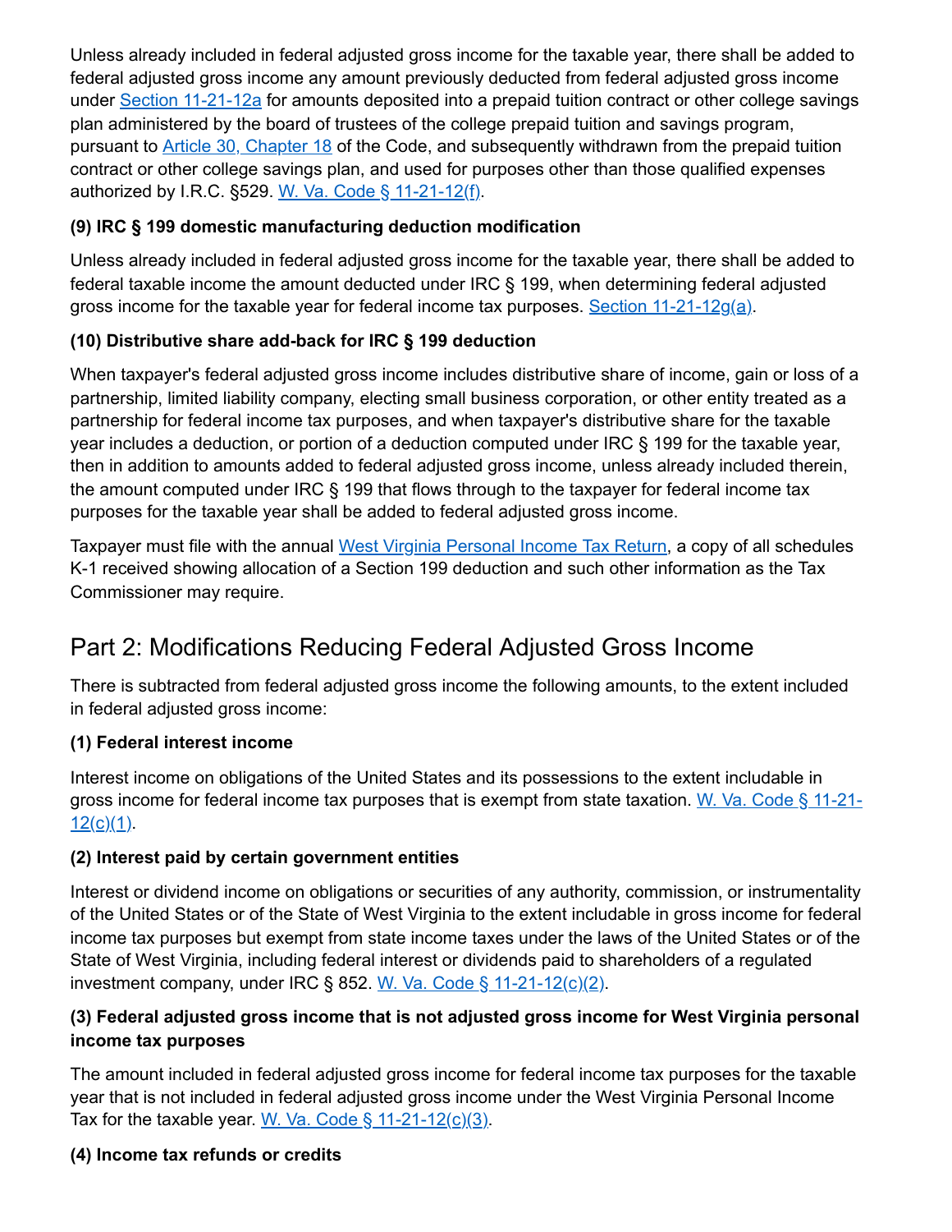Unless already included in federal adjusted gross income for the taxable year, there shall be added to federal adjusted gross income any amount previously deducted from federal adjusted gross income under Section 11-21-12a for amounts deposited into a prepaid tuition contract or other college savings plan administered by the board of trustees of the college prepaid tuition and savings program, pursuant to Article 30, Chapter 18 of the Code, and subsequently withdrawn from the prepaid tuition contract or other college savings plan, and used for purposes other than those qualified expenses authorized by I.R.C. §529. W. Va. Code § 11-21-12(f).

#### (9) IRC § 199 domestic manufacturing deduction modification

Unless already included in federal adjusted gross income for the taxable year, there shall be added to federal taxable income the amount deducted under IRC § 199, when determining federal adjusted gross income for the taxable year for federal income tax purposes. Section 11-21-12g(a).

#### (10) Distributive share add-back for IRC § 199 deduction

When taxpayer's federal adjusted gross income includes distributive share of income, gain or loss of a partnership, limited liability company, electing small business corporation, or other entity treated as a partnership for federal income tax purposes, and when taxpayer's distributive share for the taxable year includes a deduction, or portion of a deduction computed under IRC § 199 for the taxable year, then in addition to amounts added to federal adjusted gross income, unless already included therein, the amount computed under IRC § 199 that flows through to the taxpayer for federal income tax purposes for the taxable year shall be added to federal adjusted gross income.

Taxpayer must file with the annual West Virginia Personal Income Tax Return, a copy of all schedules K-1 received showing allocation of a Section 199 deduction and such other information as the Tax Commissioner may require.

## Part 2: Modifications Reducing Federal Adjusted Gross Income

There is subtracted from federal adjusted gross income the following amounts, to the extent included in federal adjusted gross income:

#### (1) Federal interest income

Interest income on obligations of the United States and its possessions to the extent includable in gross income for federal income tax purposes that is exempt from state taxation. W. Va. Code § 11-21-12(c)(1).

#### (2) Interest paid by certain government entities

Interest or dividend income on obligations or securities of any authority, commission, or instrumentality of the United States or of the State of West Virginia to the extent includable in gross income for federal income tax purposes but exempt from state income taxes under the laws of the United States or of the State of West Virginia, including federal interest or dividends paid to shareholders of a regulated investment company, under IRC § 852. W. Va. Code § 11-21-12(c)(2).

#### (3) Federal adjusted gross income that is not adjusted gross income for West Virginia personal income tax purposes

The amount included in federal adjusted gross income for federal income tax purposes for the taxable year that is not included in federal adjusted gross income under the West Virginia Personal Income Tax for the taxable year. W. Va. Code § 11-21-12(c)(3).

#### (4) Income tax refunds or credits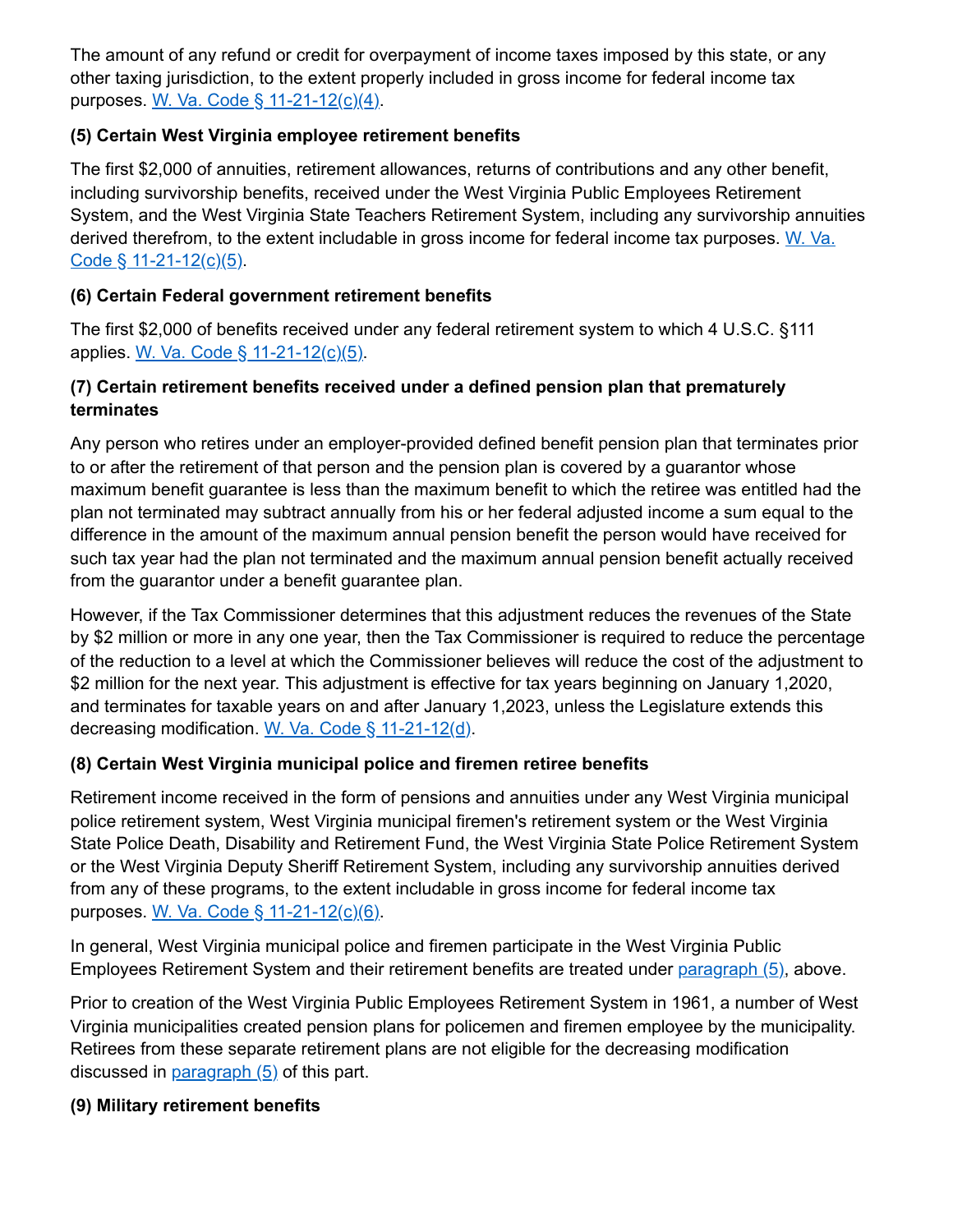The amount of any refund or credit for overpayment of income taxes imposed by this state, or any other taxing jurisdiction, to the extent properly included in gross income for federal income tax purposes. [W. Va. Code § 11-21-12(c)(4)](#).

### (5) Certain West Virginia employee retirement benefits

The first $2,000 of annuities, retirement allowances, returns of contributions and any other benefit, including survivorship benefits, received under the West Virginia Public Employees Retirement System, and the West Virginia State Teachers Retirement System, including any survivorship annuities derived therefrom, to the extent includable in gross income for federal income tax purposes. [W. Va. Code § 11-21-12(c)(5)](#).

### (6) Certain Federal government retirement benefits

The first $2,000 of benefits received under any federal retirement system to which 4 U.S.C. §111 applies. [W. Va. Code § 11-21-12(c)(5)](#).

### (7) Certain retirement benefits received under a defined pension plan that prematurely terminates

Any person who retires under an employer-provided defined benefit pension plan that terminates prior to or after the retirement of that person and the pension plan is covered by a guarantor whose maximum benefit guarantee is less than the maximum benefit to which the retiree was entitled had the plan not terminated may subtract annually from his or her federal adjusted income a sum equal to the difference in the amount of the maximum annual pension benefit the person would have received for such tax year had the plan not terminated and the maximum annual pension benefit actually received from the guarantor under a benefit guarantee plan.

However, if the Tax Commissioner determines that this adjustment reduces the revenues of the State by $2 million or more in any one year, then the Tax Commissioner is required to reduce the percentage of the reduction to a level at which the Commissioner believes will reduce the cost of the adjustment to $2 million for the next year. This adjustment is effective for tax years beginning on January 1,2020, and terminates for taxable years on and after January 1,2023, unless the Legislature extends this decreasing modification. [W. Va. Code § 11-21-12(d)](#).

### (8) Certain West Virginia municipal police and firemen retiree benefits

Retirement income received in the form of pensions and annuities under any West Virginia municipal police retirement system, West Virginia municipal firemen's retirement system or the West Virginia State Police Death, Disability and Retirement Fund, the West Virginia State Police Retirement System or the West Virginia Deputy Sheriff Retirement System, including any survivorship annuities derived from any of these programs, to the extent includable in gross income for federal income tax purposes. [W. Va. Code § 11-21-12(c)(6)](#).

In general, West Virginia municipal police and firemen participate in the West Virginia Public Employees Retirement System and their retirement benefits are treated under [paragraph (5)](#), above.

Prior to creation of the West Virginia Public Employees Retirement System in 1961, a number of West Virginia municipalities created pension plans for policemen and firemen employee by the municipality. Retirees from these separate retirement plans are not eligible for the decreasing modification discussed in [paragraph (5)](#) of this part.

### (9) Military retirement benefits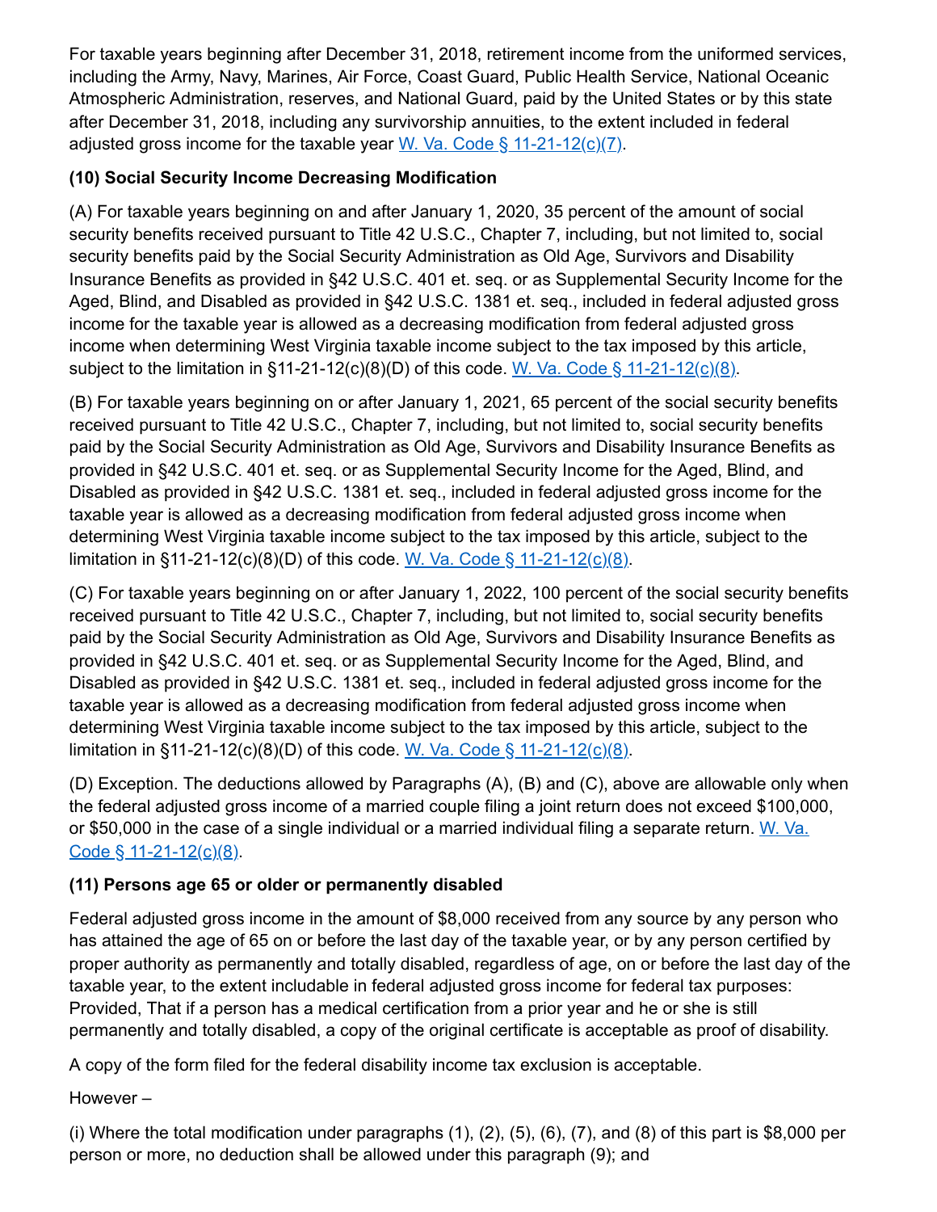For taxable years beginning after December 31, 2018, retirement income from the uniformed services, including the Army, Navy, Marines, Air Force, Coast Guard, Public Health Service, National Oceanic Atmospheric Administration, reserves, and National Guard, paid by the United States or by this state after December 31, 2018, including any survivorship annuities, to the extent included in federal adjusted gross income for the taxable year [W. Va. Code § 11-21-12(c)(7)](#).

**(10) Social Security Income Decreasing Modification**

(A) For taxable years beginning on and after January 1, 2020, 35 percent of the amount of social security benefits received pursuant to Title 42 U.S.C., Chapter 7, including, but not limited to, social security benefits paid by the Social Security Administration as Old Age, Survivors and Disability Insurance Benefits as provided in §42 U.S.C. 401 et. seq. or as Supplemental Security Income for the Aged, Blind, and Disabled as provided in §42 U.S.C. 1381 et. seq., included in federal adjusted gross income for the taxable year is allowed as a decreasing modification from federal adjusted gross income when determining West Virginia taxable income subject to the tax imposed by this article, subject to the limitation in §11-21-12(c)(8)(D) of this code. [W. Va. Code § 11-21-12(c)(8)](#).

(B) For taxable years beginning on or after January 1, 2021, 65 percent of the social security benefits received pursuant to Title 42 U.S.C., Chapter 7, including, but not limited to, social security benefits paid by the Social Security Administration as Old Age, Survivors and Disability Insurance Benefits as provided in §42 U.S.C. 401 et. seq. or as Supplemental Security Income for the Aged, Blind, and Disabled as provided in §42 U.S.C. 1381 et. seq., included in federal adjusted gross income for the taxable year is allowed as a decreasing modification from federal adjusted gross income when determining West Virginia taxable income subject to the tax imposed by this article, subject to the limitation in §11-21-12(c)(8)(D) of this code. [W. Va. Code § 11-21-12(c)(8)](#).

(C) For taxable years beginning on or after January 1, 2022, 100 percent of the social security benefits received pursuant to Title 42 U.S.C., Chapter 7, including, but not limited to, social security benefits paid by the Social Security Administration as Old Age, Survivors and Disability Insurance Benefits as provided in §42 U.S.C. 401 et. seq. or as Supplemental Security Income for the Aged, Blind, and Disabled as provided in §42 U.S.C. 1381 et. seq., included in federal adjusted gross income for the taxable year is allowed as a decreasing modification from federal adjusted gross income when determining West Virginia taxable income subject to the tax imposed by this article, subject to the limitation in §11-21-12(c)(8)(D) of this code. [W. Va. Code § 11-21-12(c)(8)](#).

(D) Exception. The deductions allowed by Paragraphs (A), (B) and (C), above are allowable only when the federal adjusted gross income of a married couple filing a joint return does not exceed $100,000, or $50,000 in the case of a single individual or a married individual filing a separate return. [W. Va. Code § 11-21-12(c)(8)](#).

**(11) Persons age 65 or older or permanently disabled**

Federal adjusted gross income in the amount of $8,000 received from any source by any person who has attained the age of 65 on or before the last day of the taxable year, or by any person certified by proper authority as permanently and totally disabled, regardless of age, on or before the last day of the taxable year, to the extent includable in federal adjusted gross income for federal tax purposes: Provided, That if a person has a medical certification from a prior year and he or she is still permanently and totally disabled, a copy of the original certificate is acceptable as proof of disability.

A copy of the form filed for the federal disability income tax exclusion is acceptable.

However –

(i) Where the total modification under paragraphs (1), (2), (5), (6), (7), and (8) of this part is $8,000 per person or more, no deduction shall be allowed under this paragraph (9); and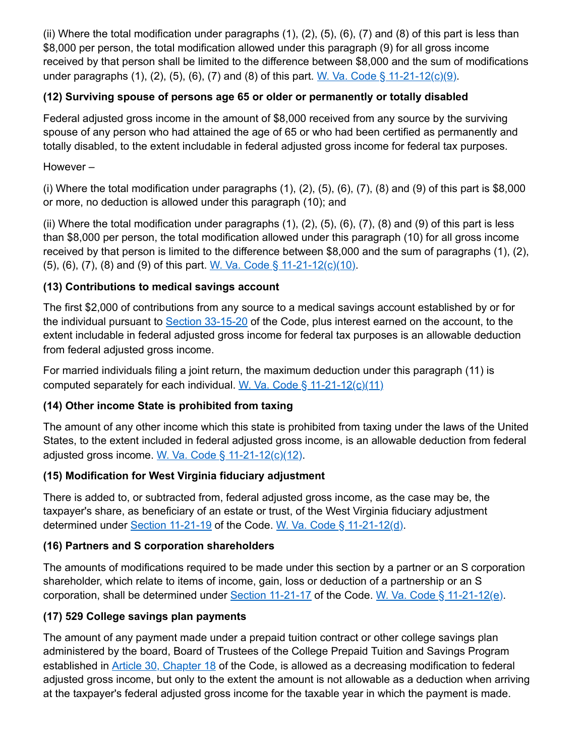(ii) Where the total modification under paragraphs (1), (2), (5), (6), (7) and (8) of this part is less than $8,000 per person, the total modification allowed under this paragraph (9) for all gross income received by that person shall be limited to the difference between $8,000 and the sum of modifications under paragraphs (1), (2), (5), (6), (7) and (8) of this part. W. Va. Code § 11-21-12(c)(9).

**(12) Surviving spouse of persons age 65 or older or permanently or totally disabled**

Federal adjusted gross income in the amount of $8,000 received from any source by the surviving spouse of any person who had attained the age of 65 or who had been certified as permanently and totally disabled, to the extent includable in federal adjusted gross income for federal tax purposes.

However –

(i) Where the total modification under paragraphs (1), (2), (5), (6), (7), (8) and (9) of this part is $8,000 or more, no deduction is allowed under this paragraph (10); and

(ii) Where the total modification under paragraphs (1), (2), (5), (6), (7), (8) and (9) of this part is less than $8,000 per person, the total modification allowed under this paragraph (10) for all gross income received by that person is limited to the difference between $8,000 and the sum of paragraphs (1), (2), (5), (6), (7), (8) and (9) of this part. W. Va. Code § 11-21-12(c)(10).

**(13) Contributions to medical savings account**

The first $2,000 of contributions from any source to a medical savings account established by or for the individual pursuant to Section 33-15-20 of the Code, plus interest earned on the account, to the extent includable in federal adjusted gross income for federal tax purposes is an allowable deduction from federal adjusted gross income.

For married individuals filing a joint return, the maximum deduction under this paragraph (11) is computed separately for each individual. W. Va. Code § 11-21-12(c)(11)

**(14) Other income State is prohibited from taxing**

The amount of any other income which this state is prohibited from taxing under the laws of the United States, to the extent included in federal adjusted gross income, is an allowable deduction from federal adjusted gross income. W. Va. Code § 11-21-12(c)(12).

**(15) Modification for West Virginia fiduciary adjustment**

There is added to, or subtracted from, federal adjusted gross income, as the case may be, the taxpayer's share, as beneficiary of an estate or trust, of the West Virginia fiduciary adjustment determined under Section 11-21-19 of the Code. W. Va. Code § 11-21-12(d).

**(16) Partners and S corporation shareholders**

The amounts of modifications required to be made under this section by a partner or an S corporation shareholder, which relate to items of income, gain, loss or deduction of a partnership or an S corporation, shall be determined under Section 11-21-17 of the Code. W. Va. Code § 11-21-12(e).

**(17) 529 College savings plan payments**

The amount of any payment made under a prepaid tuition contract or other college savings plan administered by the board, Board of Trustees of the College Prepaid Tuition and Savings Program established in Article 30, Chapter 18 of the Code, is allowed as a decreasing modification to federal adjusted gross income, but only to the extent the amount is not allowable as a deduction when arriving at the taxpayer's federal adjusted gross income for the taxable year in which the payment is made.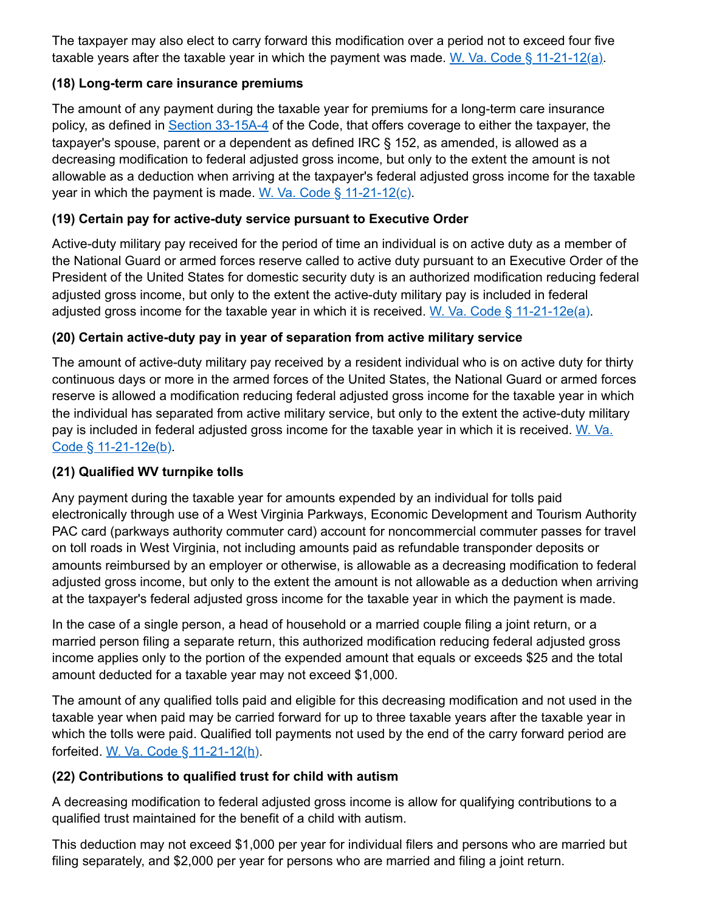The taxpayer may also elect to carry forward this modification over a period not to exceed four five taxable years after the taxable year in which the payment was made. [W. Va. Code § 11-21-12(a)](#).

### (18) Long-term care insurance premiums

The amount of any payment during the taxable year for premiums for a long-term care insurance policy, as defined in [Section 33-15A-4](#) of the Code, that offers coverage to either the taxpayer, the taxpayer's spouse, parent or a dependent as defined IRC § 152, as amended, is allowed as a decreasing modification to federal adjusted gross income, but only to the extent the amount is not allowable as a deduction when arriving at the taxpayer's federal adjusted gross income for the taxable year in which the payment is made. [W. Va. Code § 11-21-12(c)](#).

### (19) Certain pay for active-duty service pursuant to Executive Order

Active-duty military pay received for the period of time an individual is on active duty as a member of the National Guard or armed forces reserve called to active duty pursuant to an Executive Order of the President of the United States for domestic security duty is an authorized modification reducing federal adjusted gross income, but only to the extent the active-duty military pay is included in federal adjusted gross income for the taxable year in which it is received. [W. Va. Code § 11-21-12e(a)](#).

### (20) Certain active-duty pay in year of separation from active military service

The amount of active-duty military pay received by a resident individual who is on active duty for thirty continuous days or more in the armed forces of the United States, the National Guard or armed forces reserve is allowed a modification reducing federal adjusted gross income for the taxable year in which the individual has separated from active military service, but only to the extent the active-duty military pay is included in federal adjusted gross income for the taxable year in which it is received. [W. Va. Code § 11-21-12e(b)](#).

### (21) Qualified WV turnpike tolls

Any payment during the taxable year for amounts expended by an individual for tolls paid electronically through use of a West Virginia Parkways, Economic Development and Tourism Authority PAC card (parkways authority commuter card) account for noncommercial commuter passes for travel on toll roads in West Virginia, not including amounts paid as refundable transponder deposits or amounts reimbursed by an employer or otherwise, is allowable as a decreasing modification to federal adjusted gross income, but only to the extent the amount is not allowable as a deduction when arriving at the taxpayer's federal adjusted gross income for the taxable year in which the payment is made.

In the case of a single person, a head of household or a married couple filing a joint return, or a married person filing a separate return, this authorized modification reducing federal adjusted gross income applies only to the portion of the expended amount that equals or exceeds $25 and the total amount deducted for a taxable year may not exceed $1,000.

The amount of any qualified tolls paid and eligible for this decreasing modification and not used in the taxable year when paid may be carried forward for up to three taxable years after the taxable year in which the tolls were paid. Qualified toll payments not used by the end of the carry forward period are forfeited. [W. Va. Code § 11-21-12(h)](#).

### (22) Contributions to qualified trust for child with autism

A decreasing modification to federal adjusted gross income is allow for qualifying contributions to a qualified trust maintained for the benefit of a child with autism.

This deduction may not exceed $1,000 per year for individual filers and persons who are married but filing separately, and $2,000 per year for persons who are married and filing a joint return.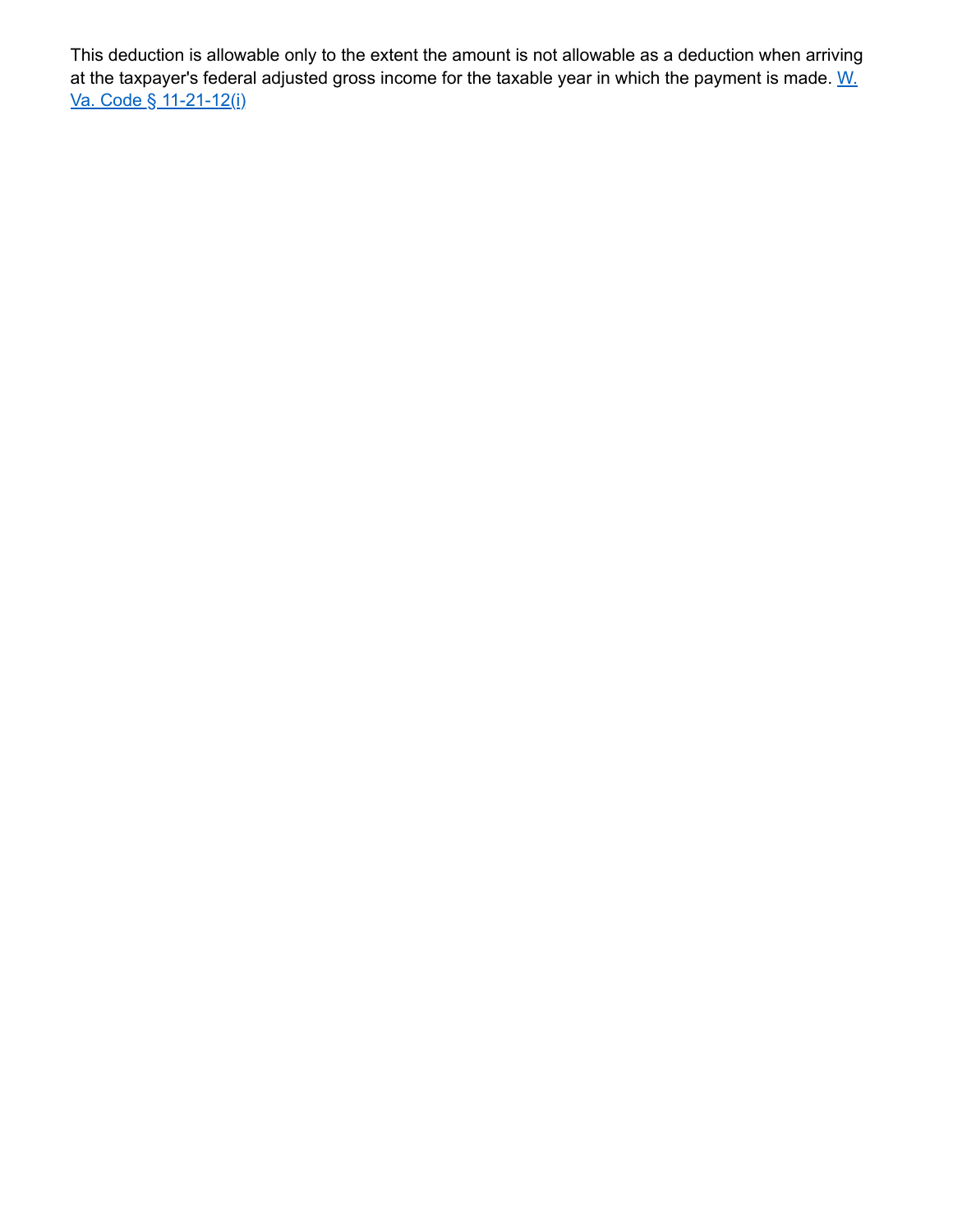This deduction is allowable only to the extent the amount is not allowable as a deduction when arriving at the taxpayer's federal adjusted gross income for the taxable year in which the payment is made. [W. Va. Code § 11-21-12(i)]